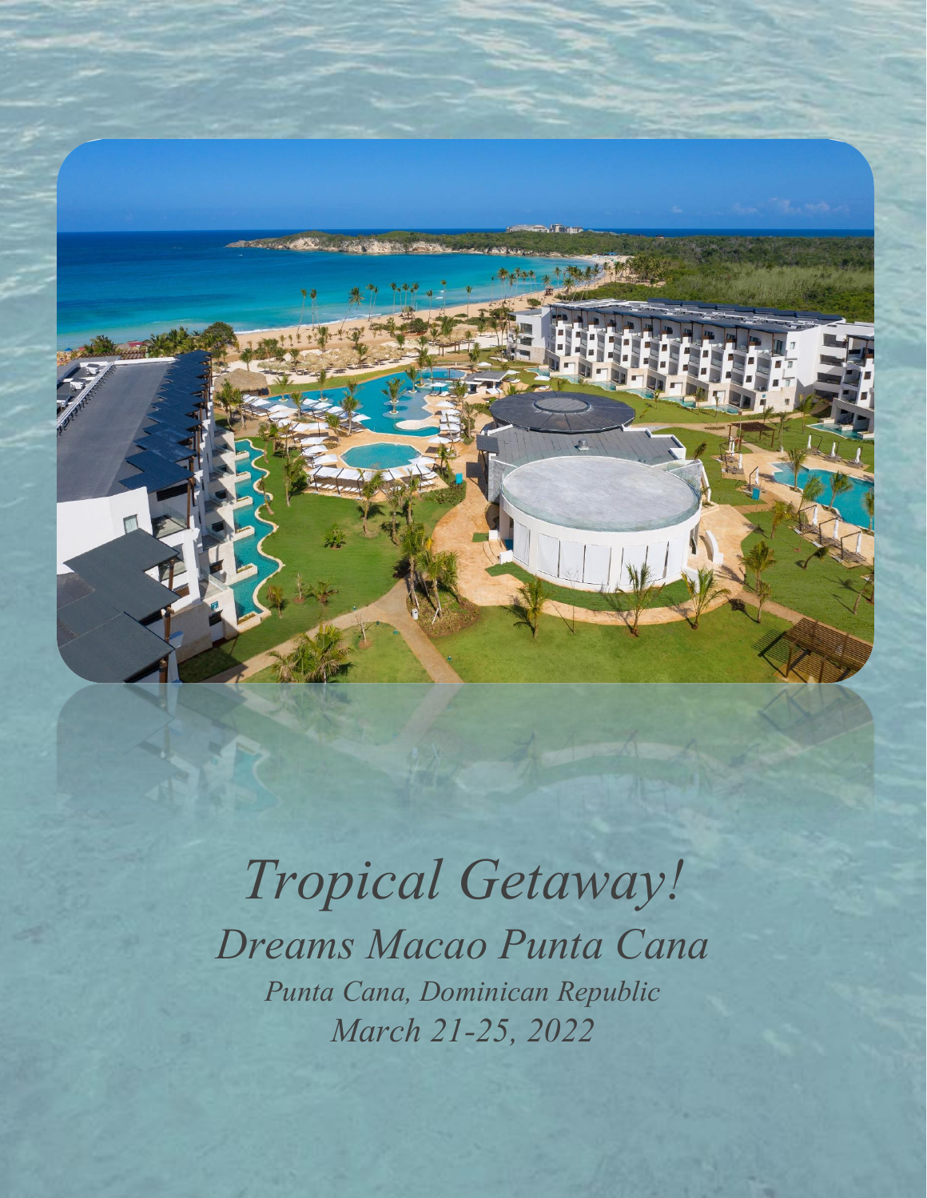# *Tropical Getaway!*

## *Dreams Macao Punta Cana*

*Punta Cana, Dominican Republic*

*March 21-25, 2022*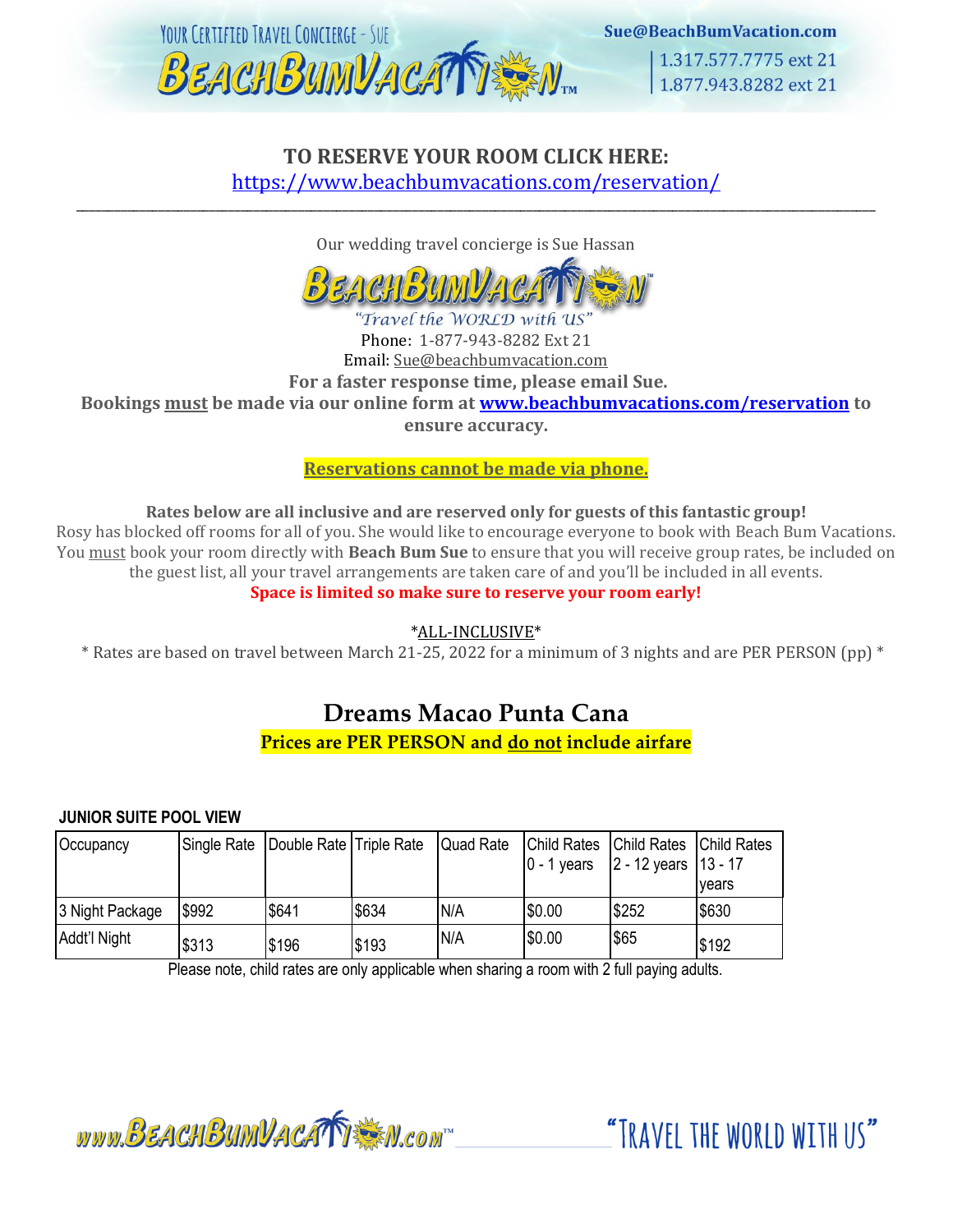## TO RESERVE YOUR ROOM CLICK HERE:
https://www.beachbumvacations.com/reservation/

---

Our wedding travel concierge is Sue Hassan

"Travel the WORLD with US"

Phone: 1-877-943-8282 Ext 21

Email: Sue@beachbumvacation.com

**For a faster response time, please email Sue.**

**Bookings must be made via our online form at www.beachbumvacations.com/reservation to ensure accuracy.**

**Reservations cannot be made via phone.**

**Rates below are all inclusive and are reserved only for guests of this fantastic group!**

Rosy has blocked off rooms for all of you. She would like to encourage everyone to book with Beach Bum Vacations. You must book your room directly with **Beach Bum Sue** to ensure that you will receive group rates, be included on the guest list, all your travel arrangements are taken care of and you'll be included in all events.

**Space is limited so make sure to reserve your room early!**

*ALL-INCLUSIVE*

* Rates are based on travel between March 21-25, 2022 for a minimum of 3 nights and are PER PERSON (pp) *

# Dreams Macao Punta Cana

**Prices are PER PERSON and do not include airfare**

**JUNIOR SUITE POOL VIEW**

| Occupancy | Single Rate | Double Rate | Triple Rate | Quad Rate | Child Rates 0 - 1 years | Child Rates 2 - 12 years | Child Rates 13 - 17 years |
|---|---|---|---|---|---|---|---|
| 3 Night Package | $992 | $641 | $634 | N/A | $0.00 | $252 | $630 |
| Addt'l Night | $313 | $196 | $193 | N/A | $0.00 | $65 | $192 |

Please note, child rates are only applicable when sharing a room with 2 full paying adults.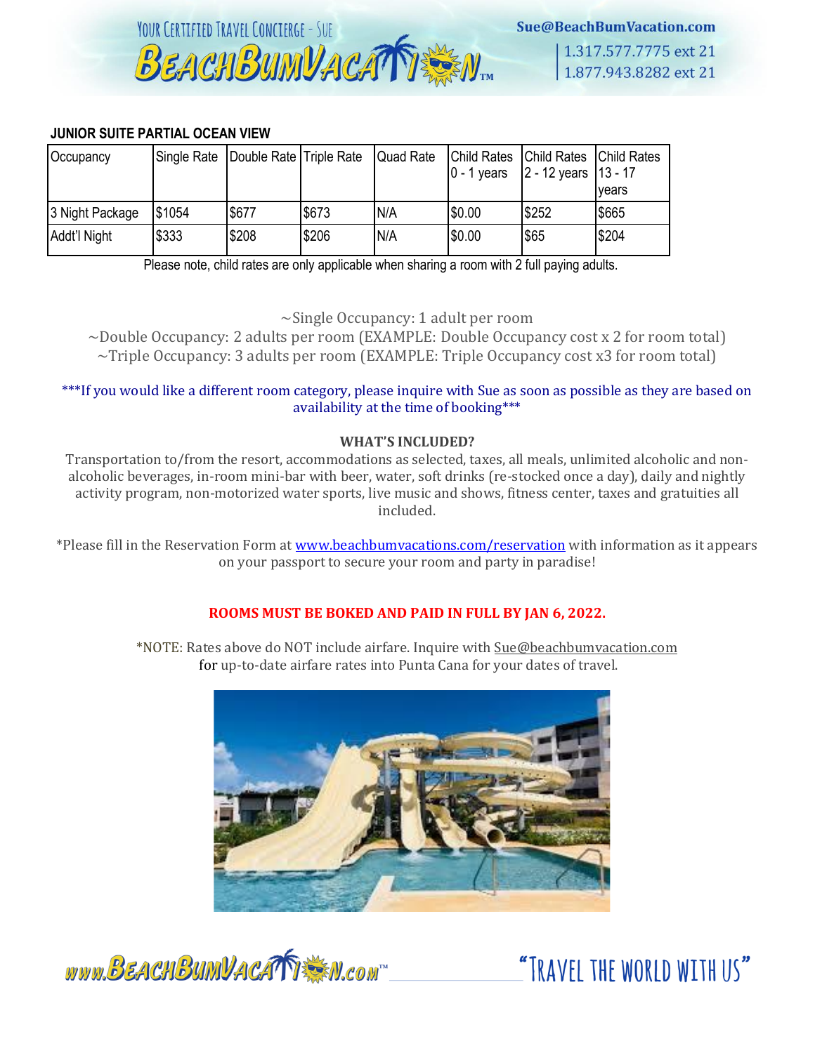### JUNIOR SUITE PARTIAL OCEAN VIEW

| Occupancy | Single Rate | Double Rate | Triple Rate | Quad Rate | Child Rates 0 - 1 years | Child Rates 2 - 12 years | Child Rates 13 - 17 years |
|---|---|---|---|---|---|---|---|
| 3 Night Package | $1054 | $677 | $673 | N/A | $0.00 | $252 | $665 |
| Addt'l Night | $333 | $208 | $206 | N/A | $0.00 | $65 | $204 |

Please note, child rates are only applicable when sharing a room with 2 full paying adults.

~Single Occupancy: 1 adult per room
~Double Occupancy: 2 adults per room (EXAMPLE: Double Occupancy cost x 2 for room total)
~Triple Occupancy: 3 adults per room (EXAMPLE: Triple Occupancy cost x3 for room total)

***If you would like a different room category, please inquire with Sue as soon as possible as they are based on availability at the time of booking***

**WHAT'S INCLUDED?**

Transportation to/from the resort, accommodations as selected, taxes, all meals, unlimited alcoholic and non-alcoholic beverages, in-room mini-bar with beer, water, soft drinks (re-stocked once a day), daily and nightly activity program, non-motorized water sports, live music and shows, fitness center, taxes and gratuities all included.

*Please fill in the Reservation Form at [www.beachbumvacations.com/reservation](www.beachbumvacations.com/reservation) with information as it appears on your passport to secure your room and party in paradise!

**ROOMS MUST BE BOKED AND PAID IN FULL BY JAN 6, 2022.**

*NOTE: Rates above do NOT include airfare. Inquire with Sue@beachbumvacation.com for up-to-date airfare rates into Punta Cana for your dates of travel.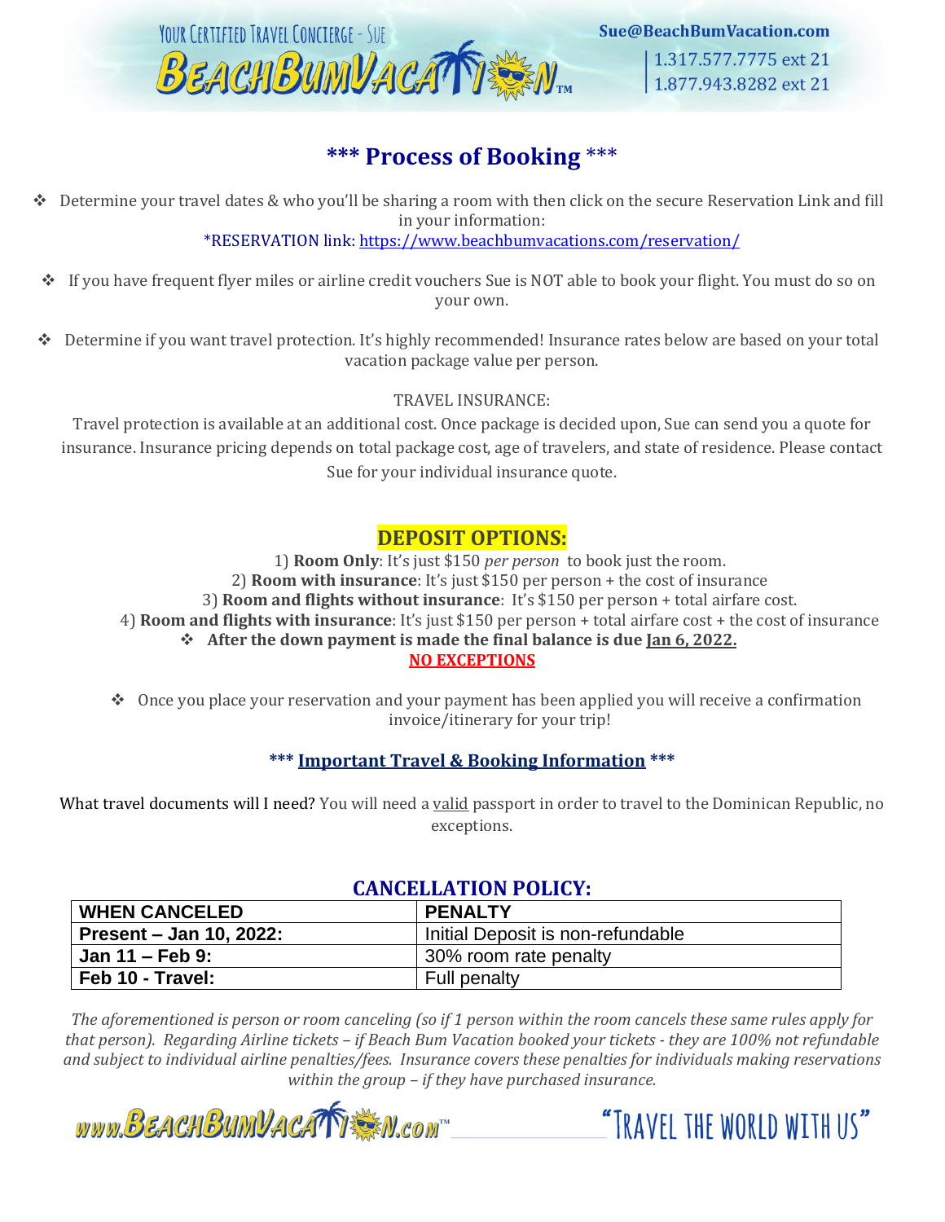# *** Process of Booking ***

- Determine your travel dates & who you'll be sharing a room with then click on the secure Reservation Link and fill in your information:
  *RESERVATION link: https://www.beachbumvacations.com/reservation/

- If you have frequent flyer miles or airline credit vouchers Sue is NOT able to book your flight. You must do so on your own.

- Determine if you want travel protection. It's highly recommended! Insurance rates below are based on your total vacation package value per person.

TRAVEL INSURANCE:

Travel protection is available at an additional cost. Once package is decided upon, Sue can send you a quote for insurance. Insurance pricing depends on total package cost, age of travelers, and state of residence. Please contact Sue for your individual insurance quote.

## DEPOSIT OPTIONS:

1) **Room Only**: It's just $150 *per person* to book just the room.
2) **Room with insurance**: It's just $150 per person + the cost of insurance
3) **Room and flights without insurance**: It's $150 per person + total airfare cost.
4) **Room and flights with insurance**: It's just $150 per person + total airfare cost + the cost of insurance

- **After the down payment is made the final balance is due Jan 6, 2022.**

**NO EXCEPTIONS**

- Once you place your reservation and your payment has been applied you will receive a confirmation invoice/itinerary for your trip!

### *** Important Travel & Booking Information ***

What travel documents will I need? You will need a valid passport in order to travel to the Dominican Republic, no exceptions.

## CANCELLATION POLICY:

| WHEN CANCELED | PENALTY |
|---|---|
| **Present – Jan 10, 2022:** | Initial Deposit is non-refundable |
| **Jan 11 – Feb 9:** | 30% room rate penalty |
| **Feb 10 - Travel:** | Full penalty |

*The aforementioned is person or room canceling (so if 1 person within the room cancels these same rules apply for that person). Regarding Airline tickets – if Beach Bum Vacation booked your tickets - they are 100% not refundable and subject to individual airline penalties/fees. Insurance covers these penalties for individuals making reservations within the group – if they have purchased insurance.*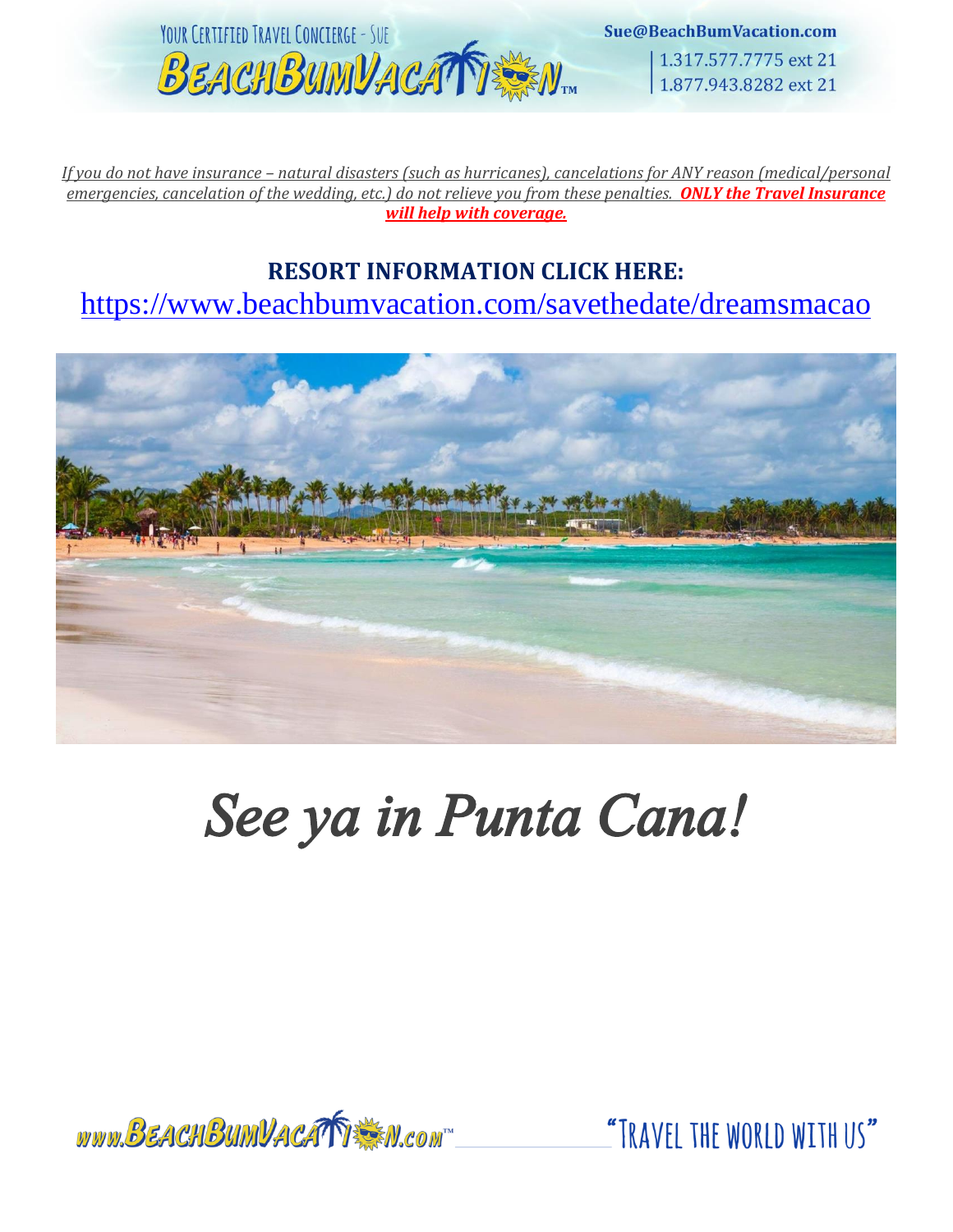*If you do not have insurance – natural disasters (such as hurricanes), cancelations for ANY reason (medical/personal emergencies, cancelation of the wedding, etc.) do not relieve you from these penalties.* ***ONLY the Travel Insurance will help with coverage.***

## RESORT INFORMATION CLICK HERE:

https://www.beachbumvacation.com/savethedate/dreamsmacao

# *See ya in Punta Cana!*